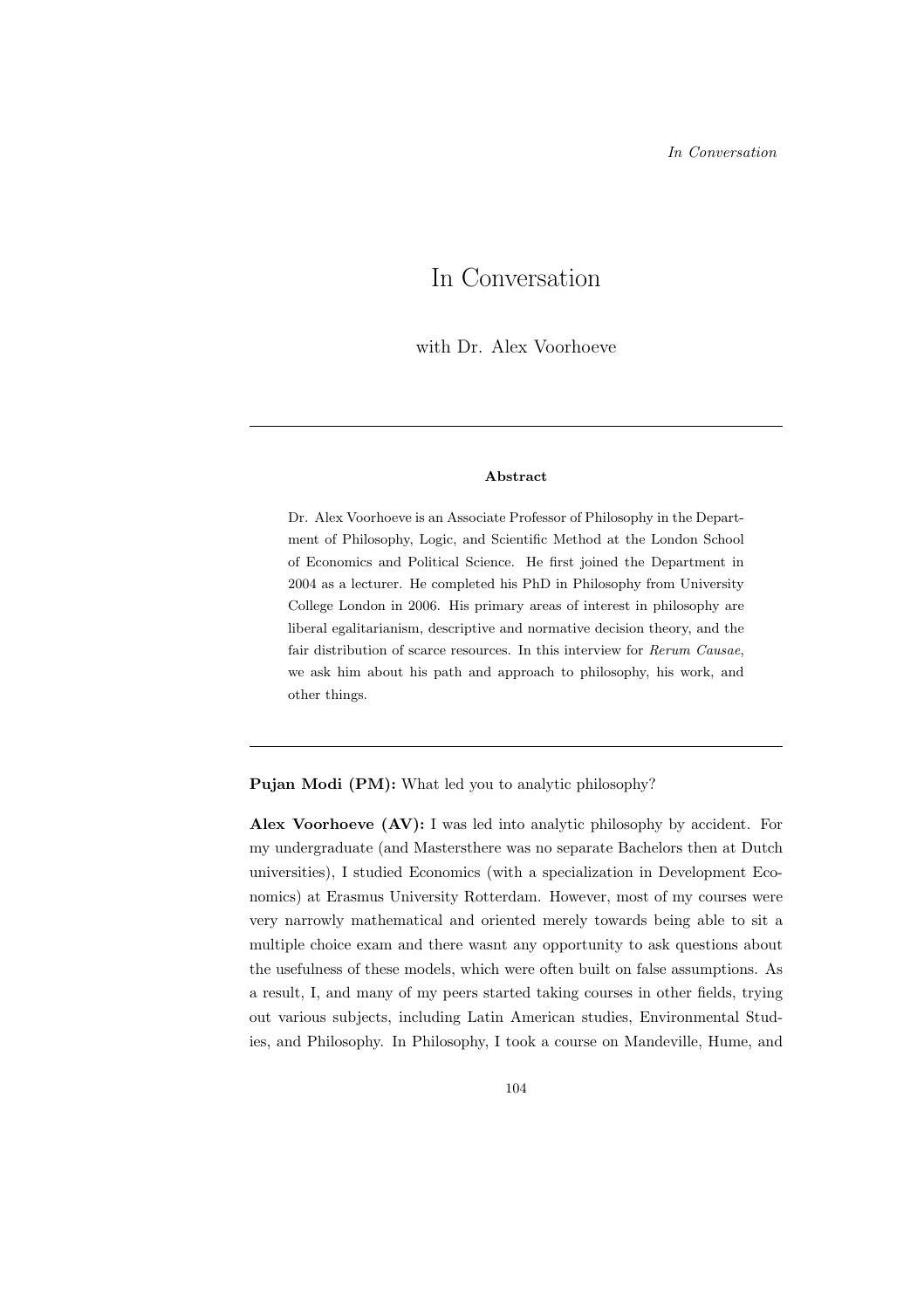# In Conversation

with Dr. Alex Voorhoeve

---

**Abstract**

Dr. Alex Voorhoeve is an Associate Professor of Philosophy in the Department of Philosophy, Logic, and Scientific Method at the London School of Economics and Political Science. He first joined the Department in 2004 as a lecturer. He completed his PhD in Philosophy from University College London in 2006. His primary areas of interest in philosophy are liberal egalitarianism, descriptive and normative decision theory, and the fair distribution of scarce resources. In this interview for *Rerum Causae*, we ask him about his path and approach to philosophy, his work, and other things.

---

**Pujan Modi (PM):** What led you to analytic philosophy?

**Alex Voorhoeve (AV):** I was led into analytic philosophy by accident. For my undergraduate (and Mastersthere was no separate Bachelors then at Dutch universities), I studied Economics (with a specialization in Development Economics) at Erasmus University Rotterdam. However, most of my courses were very narrowly mathematical and oriented merely towards being able to sit a multiple choice exam and there wasnt any opportunity to ask questions about the usefulness of these models, which were often built on false assumptions. As a result, I, and many of my peers started taking courses in other fields, trying out various subjects, including Latin American studies, Environmental Studies, and Philosophy. In Philosophy, I took a course on Mandeville, Hume, and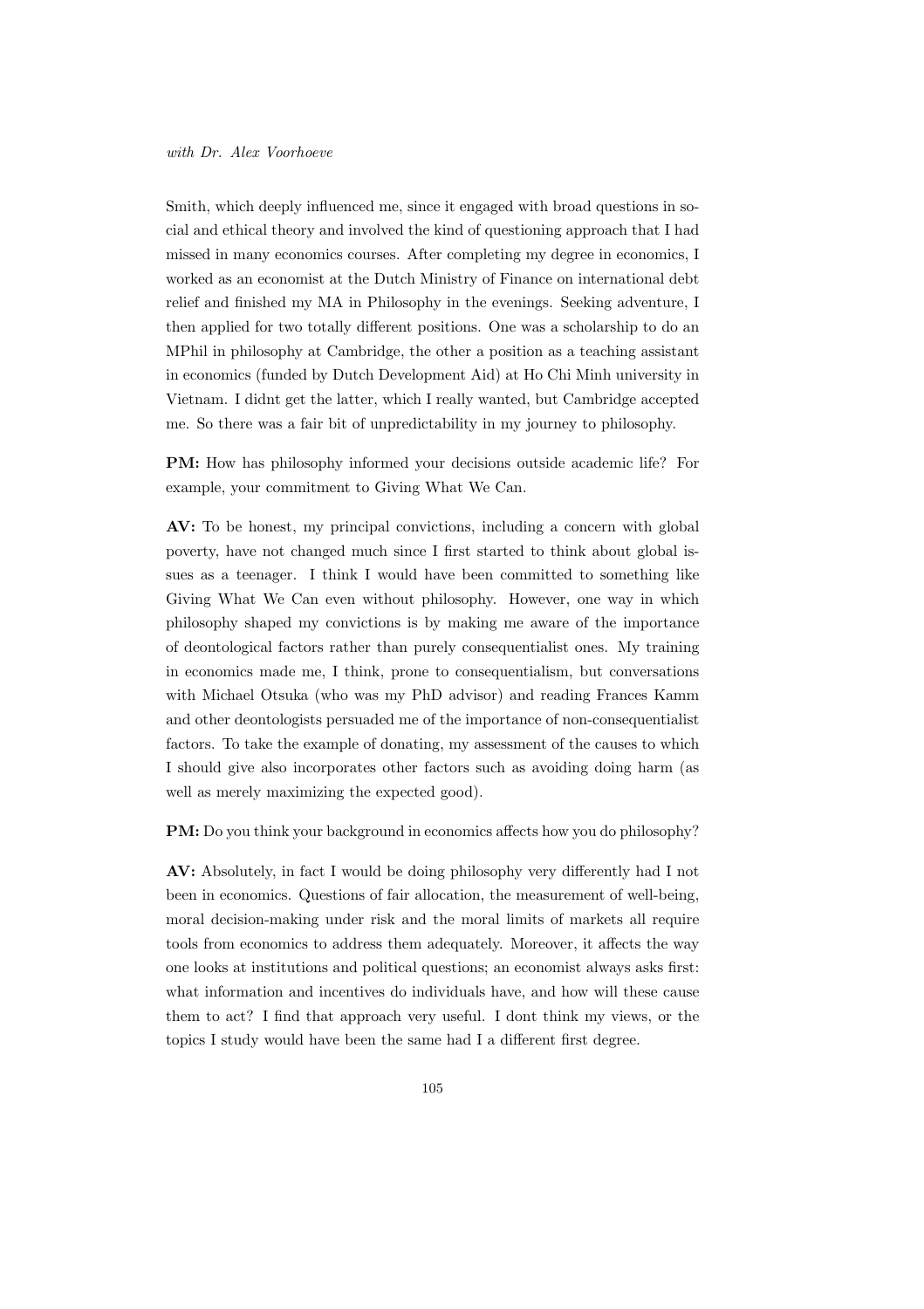Smith, which deeply influenced me, since it engaged with broad questions in social and ethical theory and involved the kind of questioning approach that I had missed in many economics courses. After completing my degree in economics, I worked as an economist at the Dutch Ministry of Finance on international debt relief and finished my MA in Philosophy in the evenings. Seeking adventure, I then applied for two totally different positions. One was a scholarship to do an MPhil in philosophy at Cambridge, the other a position as a teaching assistant in economics (funded by Dutch Development Aid) at Ho Chi Minh university in Vietnam. I didnt get the latter, which I really wanted, but Cambridge accepted me. So there was a fair bit of unpredictability in my journey to philosophy.

**PM:** How has philosophy informed your decisions outside academic life? For example, your commitment to Giving What We Can.

**AV:** To be honest, my principal convictions, including a concern with global poverty, have not changed much since I first started to think about global issues as a teenager. I think I would have been committed to something like Giving What We Can even without philosophy. However, one way in which philosophy shaped my convictions is by making me aware of the importance of deontological factors rather than purely consequentialist ones. My training in economics made me, I think, prone to consequentialism, but conversations with Michael Otsuka (who was my PhD advisor) and reading Frances Kamm and other deontologists persuaded me of the importance of non-consequentialist factors. To take the example of donating, my assessment of the causes to which I should give also incorporates other factors such as avoiding doing harm (as well as merely maximizing the expected good).

**PM:** Do you think your background in economics affects how you do philosophy?

**AV:** Absolutely, in fact I would be doing philosophy very differently had I not been in economics. Questions of fair allocation, the measurement of well-being, moral decision-making under risk and the moral limits of markets all require tools from economics to address them adequately. Moreover, it affects the way one looks at institutions and political questions; an economist always asks first: what information and incentives do individuals have, and how will these cause them to act? I find that approach very useful. I dont think my views, or the topics I study would have been the same had I a different first degree.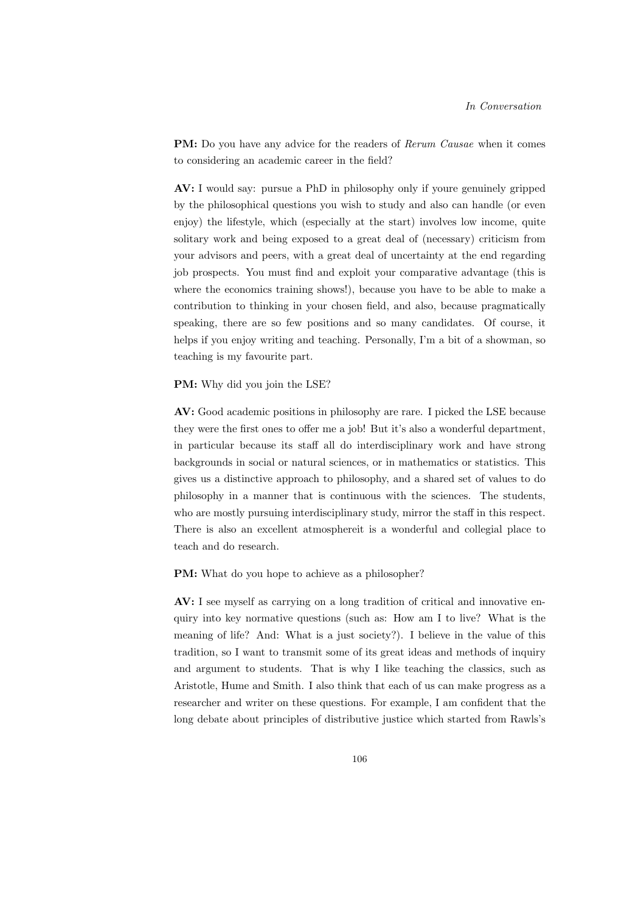**PM:** Do you have any advice for the readers of *Rerum Causae* when it comes to considering an academic career in the field?

**AV:** I would say: pursue a PhD in philosophy only if youre genuinely gripped by the philosophical questions you wish to study and also can handle (or even enjoy) the lifestyle, which (especially at the start) involves low income, quite solitary work and being exposed to a great deal of (necessary) criticism from your advisors and peers, with a great deal of uncertainty at the end regarding job prospects. You must find and exploit your comparative advantage (this is where the economics training shows!), because you have to be able to make a contribution to thinking in your chosen field, and also, because pragmatically speaking, there are so few positions and so many candidates. Of course, it helps if you enjoy writing and teaching. Personally, I'm a bit of a showman, so teaching is my favourite part.

**PM:** Why did you join the LSE?

**AV:** Good academic positions in philosophy are rare. I picked the LSE because they were the first ones to offer me a job! But it's also a wonderful department, in particular because its staff all do interdisciplinary work and have strong backgrounds in social or natural sciences, or in mathematics or statistics. This gives us a distinctive approach to philosophy, and a shared set of values to do philosophy in a manner that is continuous with the sciences. The students, who are mostly pursuing interdisciplinary study, mirror the staff in this respect. There is also an excellent atmosphereit is a wonderful and collegial place to teach and do research.

**PM:** What do you hope to achieve as a philosopher?

**AV:** I see myself as carrying on a long tradition of critical and innovative enquiry into key normative questions (such as: How am I to live? What is the meaning of life? And: What is a just society?). I believe in the value of this tradition, so I want to transmit some of its great ideas and methods of inquiry and argument to students. That is why I like teaching the classics, such as Aristotle, Hume and Smith. I also think that each of us can make progress as a researcher and writer on these questions. For example, I am confident that the long debate about principles of distributive justice which started from Rawls's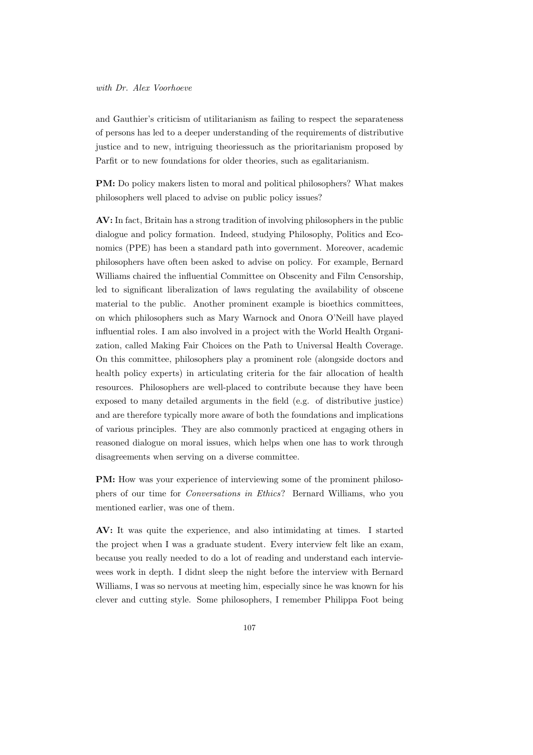and Gauthier's criticism of utilitarianism as failing to respect the separateness of persons has led to a deeper understanding of the requirements of distributive justice and to new, intriguing theoriessuch as the prioritarianism proposed by Parfit or to new foundations for older theories, such as egalitarianism.

**PM:** Do policy makers listen to moral and political philosophers? What makes philosophers well placed to advise on public policy issues?

**AV:** In fact, Britain has a strong tradition of involving philosophers in the public dialogue and policy formation. Indeed, studying Philosophy, Politics and Economics (PPE) has been a standard path into government. Moreover, academic philosophers have often been asked to advise on policy. For example, Bernard Williams chaired the influential Committee on Obscenity and Film Censorship, led to significant liberalization of laws regulating the availability of obscene material to the public. Another prominent example is bioethics committees, on which philosophers such as Mary Warnock and Onora O'Neill have played influential roles. I am also involved in a project with the World Health Organization, called Making Fair Choices on the Path to Universal Health Coverage. On this committee, philosophers play a prominent role (alongside doctors and health policy experts) in articulating criteria for the fair allocation of health resources. Philosophers are well-placed to contribute because they have been exposed to many detailed arguments in the field (e.g. of distributive justice) and are therefore typically more aware of both the foundations and implications of various principles. They are also commonly practiced at engaging others in reasoned dialogue on moral issues, which helps when one has to work through disagreements when serving on a diverse committee.

**PM:** How was your experience of interviewing some of the prominent philosophers of our time for *Conversations in Ethics*? Bernard Williams, who you mentioned earlier, was one of them.

**AV:** It was quite the experience, and also intimidating at times. I started the project when I was a graduate student. Every interview felt like an exam, because you really needed to do a lot of reading and understand each interviewees work in depth. I didnt sleep the night before the interview with Bernard Williams, I was so nervous at meeting him, especially since he was known for his clever and cutting style. Some philosophers, I remember Philippa Foot being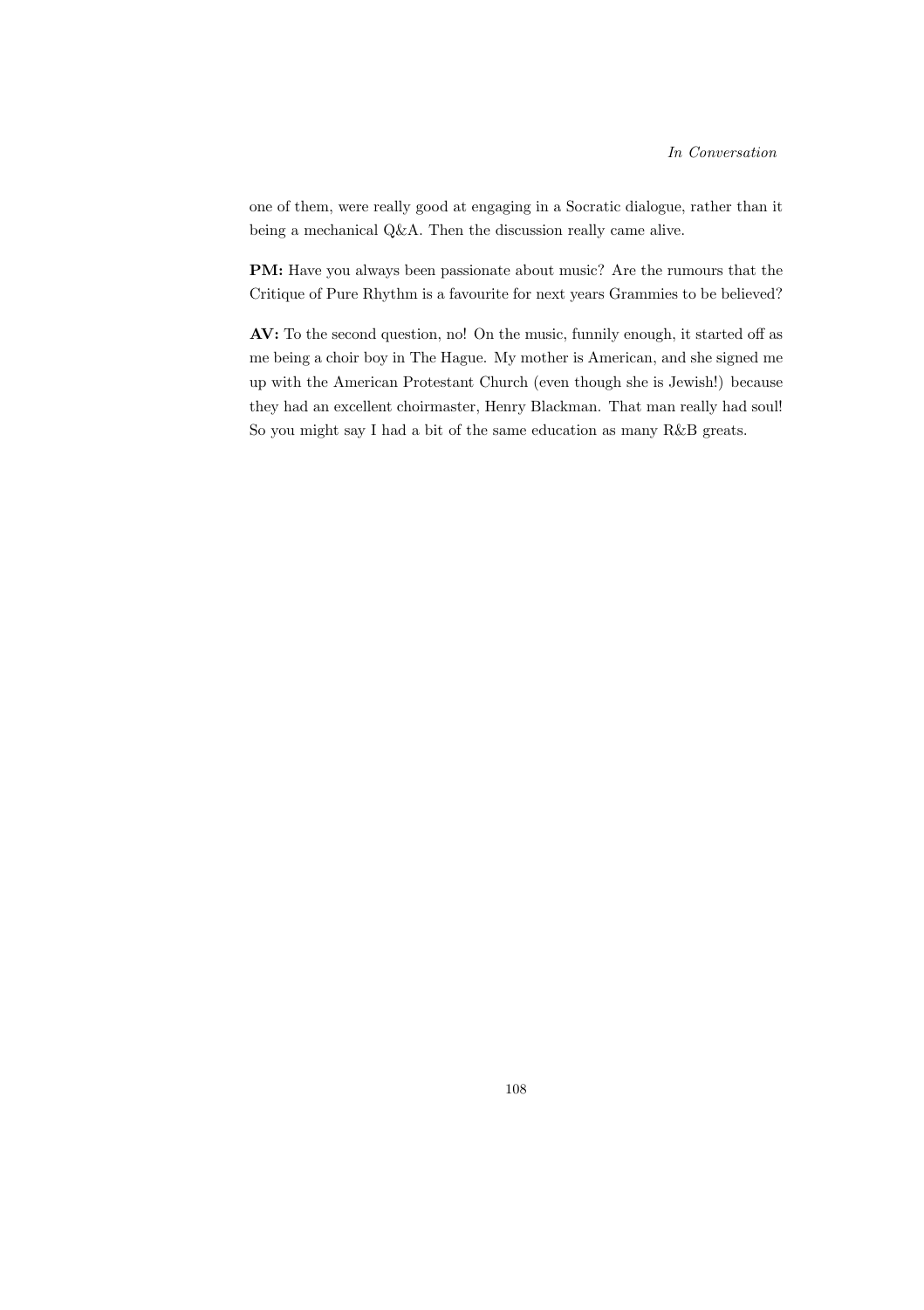one of them, were really good at engaging in a Socratic dialogue, rather than it being a mechanical Q&A. Then the discussion really came alive.

**PM:** Have you always been passionate about music? Are the rumours that the Critique of Pure Rhythm is a favourite for next years Grammies to be believed?

**AV:** To the second question, no! On the music, funnily enough, it started off as me being a choir boy in The Hague. My mother is American, and she signed me up with the American Protestant Church (even though she is Jewish!) because they had an excellent choirmaster, Henry Blackman. That man really had soul! So you might say I had a bit of the same education as many R&B greats.